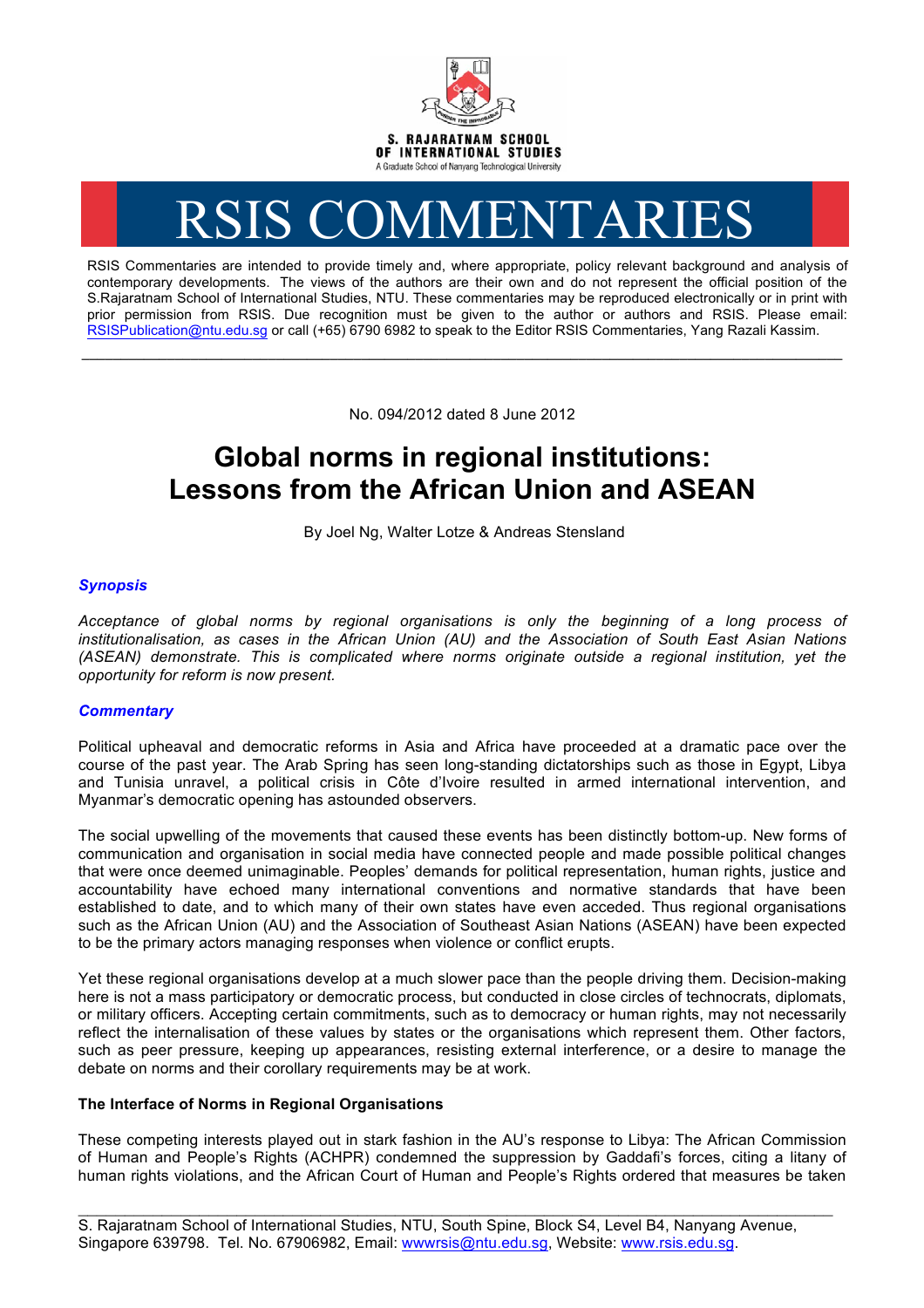S. RAJARATNAM SCHOOL OF INTERNATIONAL STUDIES

A Graduate School of Nanyang Technological University

# RSIS COMMENTARIES

RSIS Commentaries are intended to provide timely and, where appropriate, policy relevant background and analysis of contemporary developments. The views of the authors are their own and do not represent the official position of the S.Rajaratnam School of International Studies, NTU. These commentaries may be reproduced electronically or in print with prior permission from RSIS. Due recognition must be given to the author or authors and RSIS. Please email: RSISPublication@ntu.edu.sg or call (+65) 6790 6982 to speak to the Editor RSIS Commentaries, Yang Razali Kassim.

---

No. 094/2012 dated 8 June 2012

# Global norms in regional institutions: Lessons from the African Union and ASEAN

By Joel Ng, Walter Lotze & Andreas Stensland

### *Synopsis*

*Acceptance of global norms by regional organisations is only the beginning of a long process of institutionalisation, as cases in the African Union (AU) and the Association of South East Asian Nations (ASEAN) demonstrate. This is complicated where norms originate outside a regional institution, yet the opportunity for reform is now present.*

### *Commentary*

Political upheaval and democratic reforms in Asia and Africa have proceeded at a dramatic pace over the course of the past year. The Arab Spring has seen long-standing dictatorships such as those in Egypt, Libya and Tunisia unravel, a political crisis in Côte d'Ivoire resulted in armed international intervention, and Myanmar's democratic opening has astounded observers.

The social upwelling of the movements that caused these events has been distinctly bottom-up. New forms of communication and organisation in social media have connected people and made possible political changes that were once deemed unimaginable. Peoples' demands for political representation, human rights, justice and accountability have echoed many international conventions and normative standards that have been established to date, and to which many of their own states have even acceded. Thus regional organisations such as the African Union (AU) and the Association of Southeast Asian Nations (ASEAN) have been expected to be the primary actors managing responses when violence or conflict erupts.

Yet these regional organisations develop at a much slower pace than the people driving them. Decision-making here is not a mass participatory or democratic process, but conducted in close circles of technocrats, diplomats, or military officers. Accepting certain commitments, such as to democracy or human rights, may not necessarily reflect the internalisation of these values by states or the organisations which represent them. Other factors, such as peer pressure, keeping up appearances, resisting external interference, or a desire to manage the debate on norms and their corollary requirements may be at work.

**The Interface of Norms in Regional Organisations**

These competing interests played out in stark fashion in the AU's response to Libya: The African Commission of Human and People's Rights (ACHPR) condemned the suppression by Gaddafi's forces, citing a litany of human rights violations, and the African Court of Human and People's Rights ordered that measures be taken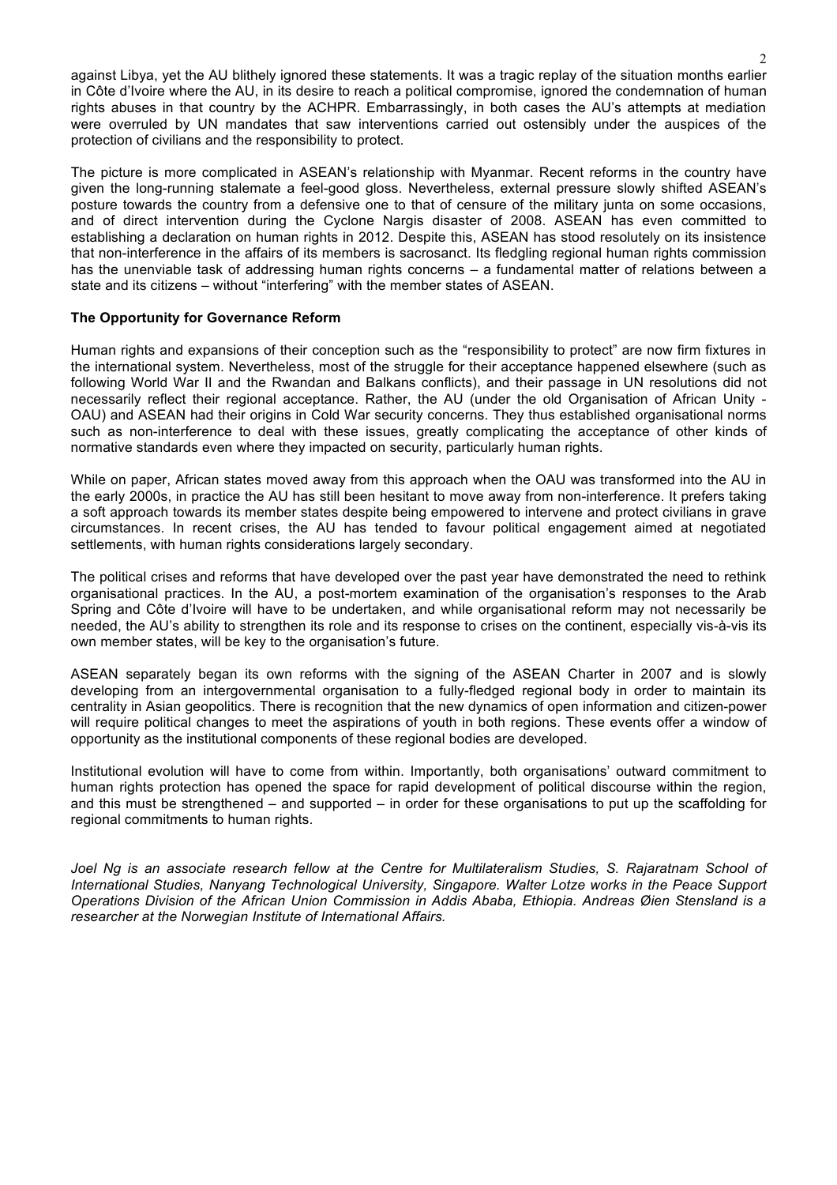against Libya, yet the AU blithely ignored these statements. It was a tragic replay of the situation months earlier in Côte d'Ivoire where the AU, in its desire to reach a political compromise, ignored the condemnation of human rights abuses in that country by the ACHPR. Embarrassingly, in both cases the AU's attempts at mediation were overruled by UN mandates that saw interventions carried out ostensibly under the auspices of the protection of civilians and the responsibility to protect.

The picture is more complicated in ASEAN's relationship with Myanmar. Recent reforms in the country have given the long-running stalemate a feel-good gloss. Nevertheless, external pressure slowly shifted ASEAN's posture towards the country from a defensive one to that of censure of the military junta on some occasions, and of direct intervention during the Cyclone Nargis disaster of 2008. ASEAN has even committed to establishing a declaration on human rights in 2012. Despite this, ASEAN has stood resolutely on its insistence that non-interference in the affairs of its members is sacrosanct. Its fledgling regional human rights commission has the unenviable task of addressing human rights concerns – a fundamental matter of relations between a state and its citizens – without "interfering" with the member states of ASEAN.

**The Opportunity for Governance Reform**

Human rights and expansions of their conception such as the "responsibility to protect" are now firm fixtures in the international system. Nevertheless, most of the struggle for their acceptance happened elsewhere (such as following World War II and the Rwandan and Balkans conflicts), and their passage in UN resolutions did not necessarily reflect their regional acceptance. Rather, the AU (under the old Organisation of African Unity - OAU) and ASEAN had their origins in Cold War security concerns. They thus established organisational norms such as non-interference to deal with these issues, greatly complicating the acceptance of other kinds of normative standards even where they impacted on security, particularly human rights.

While on paper, African states moved away from this approach when the OAU was transformed into the AU in the early 2000s, in practice the AU has still been hesitant to move away from non-interference. It prefers taking a soft approach towards its member states despite being empowered to intervene and protect civilians in grave circumstances. In recent crises, the AU has tended to favour political engagement aimed at negotiated settlements, with human rights considerations largely secondary.

The political crises and reforms that have developed over the past year have demonstrated the need to rethink organisational practices. In the AU, a post-mortem examination of the organisation's responses to the Arab Spring and Côte d'Ivoire will have to be undertaken, and while organisational reform may not necessarily be needed, the AU's ability to strengthen its role and its response to crises on the continent, especially vis-à-vis its own member states, will be key to the organisation's future.

ASEAN separately began its own reforms with the signing of the ASEAN Charter in 2007 and is slowly developing from an intergovernmental organisation to a fully-fledged regional body in order to maintain its centrality in Asian geopolitics. There is recognition that the new dynamics of open information and citizen-power will require political changes to meet the aspirations of youth in both regions. These events offer a window of opportunity as the institutional components of these regional bodies are developed.

Institutional evolution will have to come from within. Importantly, both organisations' outward commitment to human rights protection has opened the space for rapid development of political discourse within the region, and this must be strengthened – and supported – in order for these organisations to put up the scaffolding for regional commitments to human rights.

*Joel Ng is an associate research fellow at the Centre for Multilateralism Studies, S. Rajaratnam School of International Studies, Nanyang Technological University, Singapore. Walter Lotze works in the Peace Support Operations Division of the African Union Commission in Addis Ababa, Ethiopia. Andreas Øien Stensland is a researcher at the Norwegian Institute of International Affairs.*